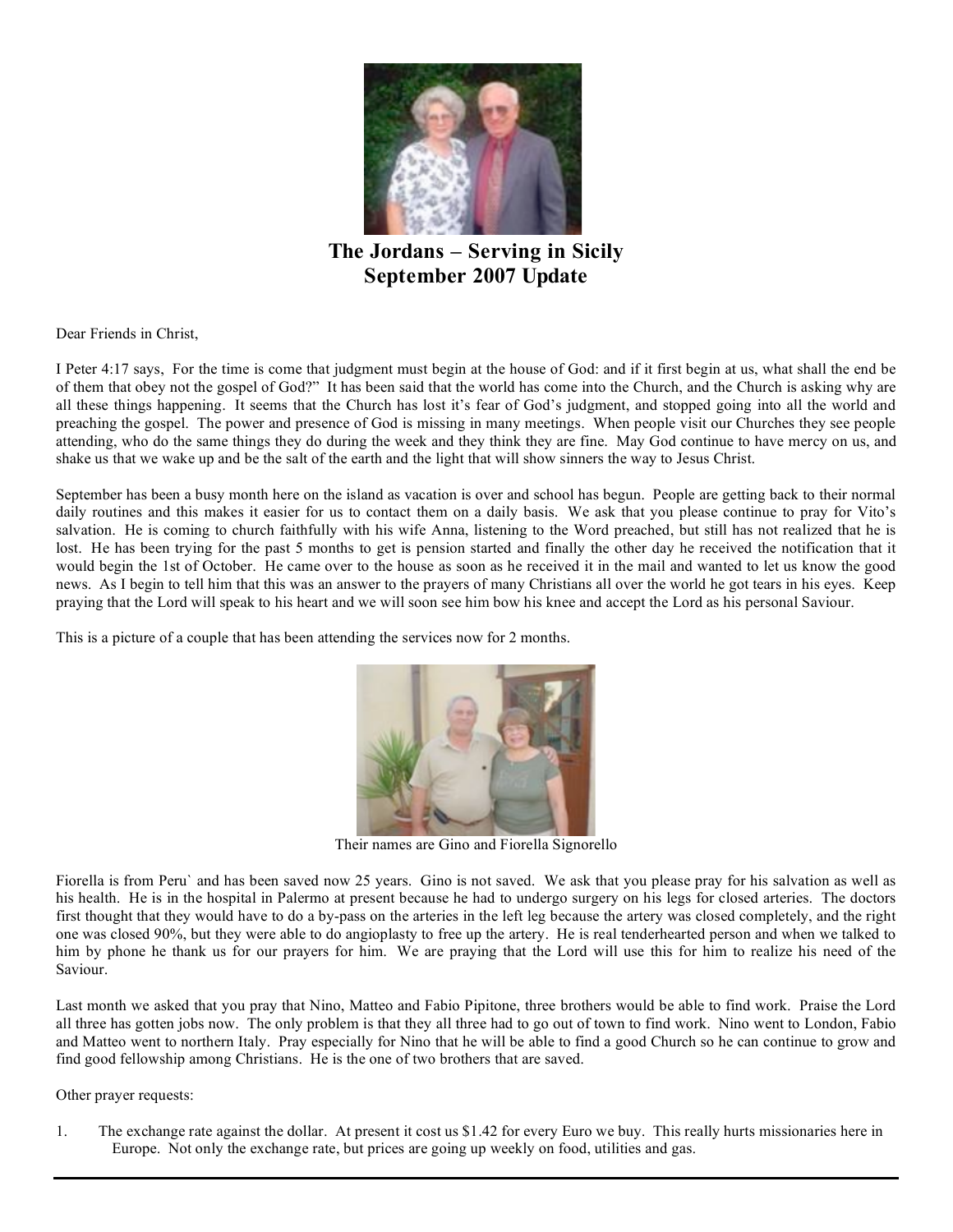# The Jordans – Serving in Sicily
## September 2007 Update

Dear Friends in Christ,

I Peter 4:17 says, For the time is come that judgment must begin at the house of God: and if it first begin at us, what shall the end be of them that obey not the gospel of God?" It has been said that the world has come into the Church, and the Church is asking why are all these things happening. It seems that the Church has lost it's fear of God's judgment, and stopped going into all the world and preaching the gospel. The power and presence of God is missing in many meetings. When people visit our Churches they see people attending, who do the same things they do during the week and they think they are fine. May God continue to have mercy on us, and shake us that we wake up and be the salt of the earth and the light that will show sinners the way to Jesus Christ.

September has been a busy month here on the island as vacation is over and school has begun. People are getting back to their normal daily routines and this makes it easier for us to contact them on a daily basis. We ask that you please continue to pray for Vito's salvation. He is coming to church faithfully with his wife Anna, listening to the Word preached, but still has not realized that he is lost. He has been trying for the past 5 months to get is pension started and finally the other day he received the notification that it would begin the 1st of October. He came over to the house as soon as he received it in the mail and wanted to let us know the good news. As I begin to tell him that this was an answer to the prayers of many Christians all over the world he got tears in his eyes. Keep praying that the Lord will speak to his heart and we will soon see him bow his knee and accept the Lord as his personal Saviour.

This is a picture of a couple that has been attending the services now for 2 months.

Their names are Gino and Fiorella Signorello

Fiorella is from Peru` and has been saved now 25 years. Gino is not saved. We ask that you please pray for his salvation as well as his health. He is in the hospital in Palermo at present because he had to undergo surgery on his legs for closed arteries. The doctors first thought that they would have to do a by-pass on the arteries in the left leg because the artery was closed completely, and the right one was closed 90%, but they were able to do angioplasty to free up the artery. He is real tenderhearted person and when we talked to him by phone he thank us for our prayers for him. We are praying that the Lord will use this for him to realize his need of the Saviour.

Last month we asked that you pray that Nino, Matteo and Fabio Pipitone, three brothers would be able to find work. Praise the Lord all three has gotten jobs now. The only problem is that they all three had to go out of town to find work. Nino went to London, Fabio and Matteo went to northern Italy. Pray especially for Nino that he will be able to find a good Church so he can continue to grow and find good fellowship among Christians. He is the one of two brothers that are saved.

Other prayer requests:

1. The exchange rate against the dollar. At present it cost us $1.42 for every Euro we buy. This really hurts missionaries here in Europe. Not only the exchange rate, but prices are going up weekly on food, utilities and gas.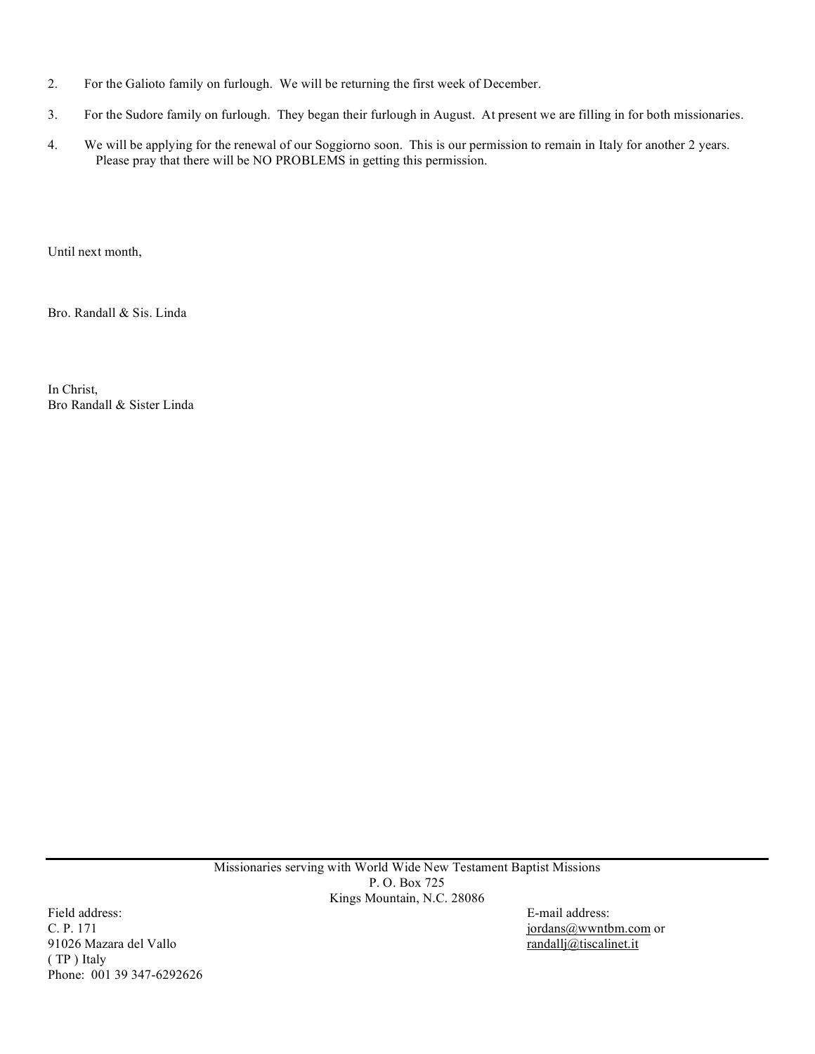2. For the Galioto family on furlough. We will be returning the first week of December.

3. For the Sudore family on furlough. They began their furlough in August. At present we are filling in for both missionaries.

4. We will be applying for the renewal of our Soggiorno soon. This is our permission to remain in Italy for another 2 years. Please pray that there will be NO PROBLEMS in getting this permission.

Until next month,

Bro. Randall & Sis. Linda

In Christ,  
Bro Randall & Sister Linda

---

Missionaries serving with World Wide New Testament Baptist Missions  
P. O. Box 725  
Kings Mountain, N.C. 28086

Field address:  
C. P. 171  
91026 Mazara del Vallo  
( TP ) Italy  
Phone: 001 39 347-6292626

E-mail address:  
jordans@wwntbm.com or  
randallj@tiscalinet.it